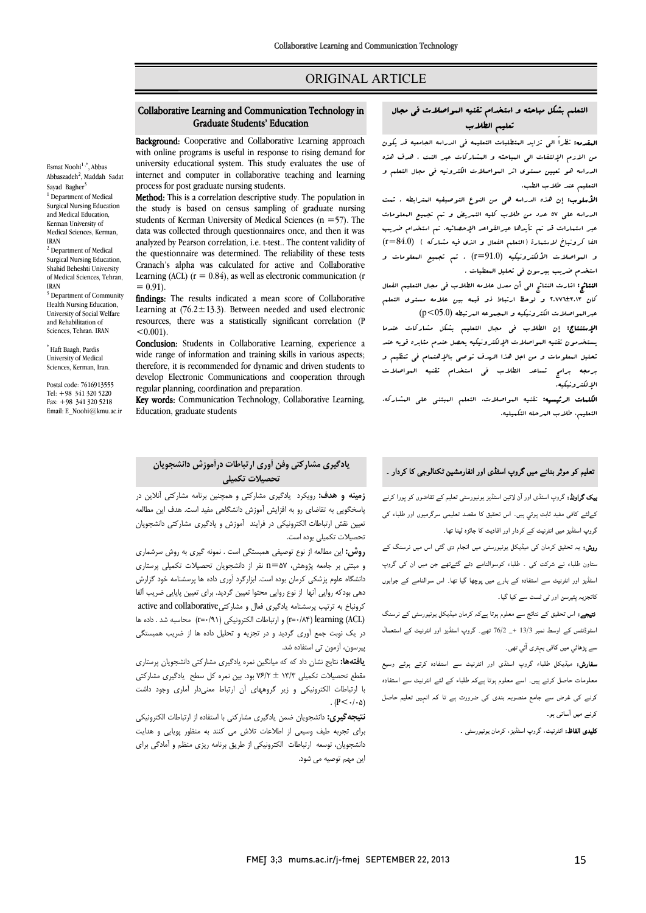# ORIGINAL ARTICLE

## Collaborative Learning and Communication Technology in Graduate Students' Education

Esmat Noohi[1,*], Abbas Abbaszadeh[2], Maddah Sadat Sayad Bagher[3]

[1] Department of Medical Surgical Nursing Education and Medical Education, Kerman University of Medical Sciences, Kerman, IRAN

[2] Department of Medical Surgical Nursing Education, Shahid Beheshti University of Medical Sciences, Tehran, IRAN

[3] Department of Community Health Nursing Education, University of Social Welfare and Rehabilitation of Sciences, Tehran. IRAN

[*] Haft Baagh, Pardis University of Medical Sciences, Kerman, Iran.

Postal code: 7616913555
Tel: +98 341 320 5220
Fax: +98 341 320 5218
Email: E_Noohi@kmu.ac.ir

**Background:** Cooperative and Collaborative Learning approach with online programs is useful in response to rising demand for university educational system. This study evaluates the use of internet and computer in collaborative teaching and learning process for post graduate nursing students.

**Method:** This is a correlation descriptive study. The population in the study is based on census sampling of graduate nursing students of Kerman University of Medical Sciences (n =57). The data was collected through questionnaires once, and then it was analyzed by Pearson correlation, i.e. t-test.. The content validity of the questionnaire was determined. The reliability of these tests Cranach's alpha was calculated for active and Collaborative Learning (ACL) (r = 0.84), as well as electronic communication (r = 0.91).

**findings:** The results indicated a mean score of Collaborative Learning at (76.2±13.3). Between needed and used electronic resources, there was a statistically significant correlation (P <0.001).

**Conclusion:** Students in Collaborative Learning, experience a wide range of information and training skills in various aspects; therefore, it is recommended for dynamic and driven students to develop Electronic Communications and cooperation through regular planning, coordination and preparation.

**Key words:** Communication Technology, Collaborative Learning, Education, graduate students

## التعلم بشكل مباحثه و استخدام تقنيه المواصلات في مجال تعليم الطلاب

**المقدمه:** نظراً الى تزايد المتطلبات التعليميه في الدراسه الجامعيه قد يكون من الازم الإلتفات الى المباحثه و المشاركات عبر النت . هدف هذه الدراسه هو تعيين مستوى اثر المواصلات الكترونيه في مجال التعلم و التعليم عند طلاب الطب.

**الأسلوب:** إن هذه الدراسه هي من النوع التوصيفيه المترابطه . تمت الدراسه على ٥٧ عدد من طلاب كليه التمريض و تم تجميع المعلومات عبر استمارات قد تم تأييدها عبرالقواعد الإحصائيه. تم استخدام ضريب الفا كرونباخ لاستمارة (التعلم الفعال و الذى فيه مشاركه ) (r=84.0) و المواصلات الألكترونيكيه (r=91.0) . تم تجميع المعلومات و استخدم ضريب بيرسون في تحليل المعطيات .

**النتائج:** اشارت النتائج الى أن معدل علامه الطلاب في مجال التعليم الفعال كان ٢،١٣±٢،٧٧٦ و لوحظ ارتباط ذو قيمه بين علامه مستوى التعلم عبرالمواصلات الكترونيكيه و المجموعه المرتبطه (p<05.0)

**الإستنتاج:** إن الطلاب في مجال التعليم بشكل مشاركات عندما يستخدمون تقنيه المواصلات الإلكترونيكيه يحصل عندم متابره قويه عند تحليل المعلومات و من اجل هذا الهدف نوصى بالإهتمام في تنظيم و برمجه برامج تساعد الطلاب في استخدام تقنيه المواصلات الإلكترونيكيه.

**الكلمات الرئيسيه:** تقنيه المواصلات، التعلم المبتنى على المشاركه، التعليم، طلاب المرحله التكميليه.

## یادگیری مشارکتی وفن آوری ارتباطات درآموزش دانشجویان تحصیلات تکمیلی

**زمینه و هدف:** رویکرد یادگیری مشارکتی و همچنین برنامه مشارکتی آنلاین در پاسخگویی به تقاضای رو به افزایش آموزش دانشگاهی مفید است. هدف این مطالعه تعیین نقش ارتباطات الکترونیکی در فرایند آموزش و یادگیری مشارکتی دانشجویان تحصیلات تکمیلی بوده است.

**روش:** این مطالعه از نوع توصیفی همبستگی است . نمونه گیری به روش سرشماری و مبتنی بر جامعه پژوهش، n=۵۷ نفر از دانشجویان تحصیلات تکمیلی پرستاری دانشگاه علوم پزشکی کرمان بوده است. ابزارگرد آوری داده ها پرسشنامه خود گزارش دهی بودکه روایی آنها از نوع روایی محتوا تعیین گردید. برای تعیین پایایی ضریب آلفا کرونباخ به ترتیب پرسشنامه یادگیری فعال و مشارکتی active and collaborative learning (ACL) (r=۰/۸۴) و ارتباطات الکترونیکی (r=۰/۹۱) محاسبه شد . داده ها در یک نوبت جمع آوری گردید و در تجزیه و تحلیل داده ها از ضریب همبستگی پیرسون، آزمون تی استفاده شد.

**یافته‌ها:** نتایج نشان داد که که میانگین نمره یادگیری مشارکتی دانشجویان پرستاری مقطع تحصیلات تکمیلی ۱۳/۳ ± ۷۶/۲ بود. بین نمره کل سطح یادگیری مشارکتی با ارتباطات الکترونیکی و زیر گروههای آن ارتباط معنی‌دار آماری وجود داشت (P<۰/۰۵) .

**نتیجه‌گیری:** دانشجویان ضمن یادگیری مشارکتی با استفاده از ارتباطات الکترونیکی برای تجربه طیف وسیعی از اطلاعات تلاش می کنند به منظور پویایی و هدایت دانشجویان، توسعه ارتباطات الکترونیکی از طریق برنامه ریزی منظم و آمادگی برای این مهم توصیه می شود.

## تعلیم کو موثر بنانے میں گروپ اسٹڈی اور انفارمیشن ٹکنالوجی کا کردار ۔

**بیک گراونڈ:** گروپ اسٹڈی اور آن لائین اسٹڈیز یونیورسٹی تعلیم کے تقاضوں کو پورا کرنے کےلئے کافی مفید ثابت ہوئي ہیں۔ اس تحقیق کا مقصد تعلیمی سرگرمیوں اور طلباء کی گروپ اسٹڈیز میں انٹرنیٹ کے کردار اور افادیت کا جائزہ لینا تھا۔

**روش:** یہ تحقیق کرمان کی میڈیکل یونیورسٹی میں انجام دی گئی اس میں نرسنگ کے ستاون طلباء نے شرکت کی ۔ طلباء کوسوالنامے دئے گئےتھے جن میں ان کی گروپ اسٹڈیز اور انٹرنیٹ سے استفادہ کے بارے میں پوچھا گیا تھا۔ اس سوالنامے کے جوابوں کاتجزیہ پئیرسن اور ٹی ٹسٹ سے کیا گيا۔

**نتیجے:** اس تحقیق کے نتائج سے معلوم ہوتا ہےکہ کرمان میڈیکل یونیورسٹی کے نرسنگ اسٹوڈنٹس کے اوسط نمبر 13/3 +_ 76/2 تھے۔ گروپ اسٹڈیز اور انٹرنیٹ کے استعمال سے پڑھائي میں کافی بہتری آئي تھی۔

**سفارش:** میڈیکل طلباء گروپ اسٹڈی اور انٹرنیٹ سے استفادہ کرتے ہوئے وسیع معلومات حاصل کرتے ہیں۔ اسے معلوم ہوتا ہےکہ طلباء کے لئے انٹرنیٹ سے استفادہ کرنے کی غرض سے جامع منصوبہ بندی کی ضرورت ہے تا کہ انہیں تعلیم حاصل کرنے میں آسانی ہو۔

**کلیدی الفاظ:** انٹرنیٹ، گروپ اسٹڈیز، کرمان یونیورسٹی ۔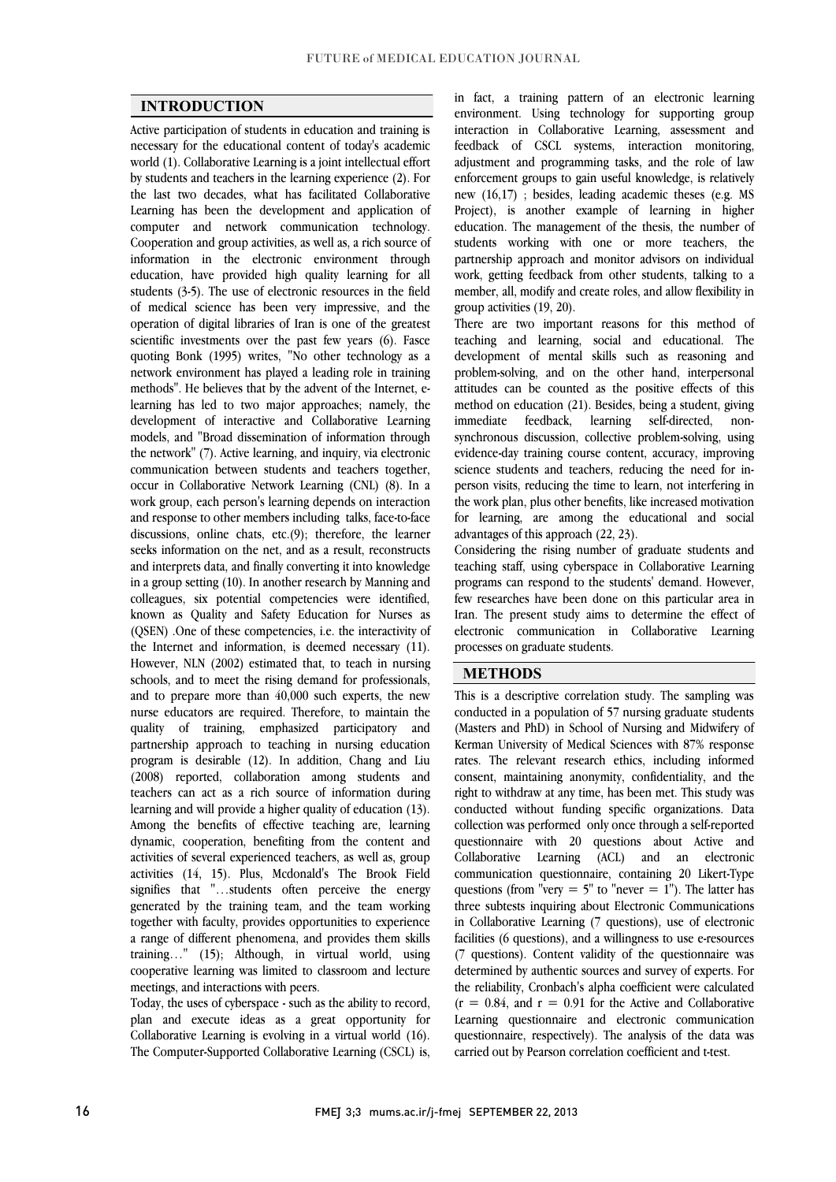## INTRODUCTION

Active participation of students in education and training is necessary for the educational content of today's academic world (1). Collaborative Learning is a joint intellectual effort by students and teachers in the learning experience (2). For the last two decades, what has facilitated Collaborative Learning has been the development and application of computer and network communication technology. Cooperation and group activities, as well as, a rich source of information in the electronic environment through education, have provided high quality learning for all students (3-5). The use of electronic resources in the field of medical science has been very impressive, and the operation of digital libraries of Iran is one of the greatest scientific investments over the past few years (6). Fasce quoting Bonk (1995) writes, "No other technology as a network environment has played a leading role in training methods". He believes that by the advent of the Internet, e-learning has led to two major approaches; namely, the development of interactive and Collaborative Learning models, and "Broad dissemination of information through the network" (7). Active learning, and inquiry, via electronic communication between students and teachers together, occur in Collaborative Network Learning (CNL) (8). In a work group, each person's learning depends on interaction and response to other members including talks, face-to-face discussions, online chats, etc.(9); therefore, the learner seeks information on the net, and as a result, reconstructs and interprets data, and finally converting it into knowledge in a group setting (10). In another research by Manning and colleagues, six potential competencies were identified, known as Quality and Safety Education for Nurses as (QSEN) .One of these competencies, i.e. the interactivity of the Internet and information, is deemed necessary (11). However, NLN (2002) estimated that, to teach in nursing schools, and to meet the rising demand for professionals, and to prepare more than 40,000 such experts, the new nurse educators are required. Therefore, to maintain the quality of training, emphasized participatory and partnership approach to teaching in nursing education program is desirable (12). In addition, Chang and Liu (2008) reported, collaboration among students and teachers can act as a rich source of information during learning and will provide a higher quality of education (13). Among the benefits of effective teaching are, learning dynamic, cooperation, benefiting from the content and activities of several experienced teachers, as well as, group activities (14, 15). Plus, Mcdonald's The Brook Field signifies that "…students often perceive the energy generated by the training team, and the team working together with faculty, provides opportunities to experience a range of different phenomena, and provides them skills training…" (15); Although, in virtual world, using cooperative learning was limited to classroom and lecture meetings, and interactions with peers.

Today, the uses of cyberspace - such as the ability to record, plan and execute ideas as a great opportunity for Collaborative Learning is evolving in a virtual world (16). The Computer-Supported Collaborative Learning (CSCL) is, in fact, a training pattern of an electronic learning environment. Using technology for supporting group interaction in Collaborative Learning, assessment and feedback of CSCL systems, interaction monitoring, adjustment and programming tasks, and the role of law enforcement groups to gain useful knowledge, is relatively new (16,17) ; besides, leading academic theses (e.g. MS Project), is another example of learning in higher education. The management of the thesis, the number of students working with one or more teachers, the partnership approach and monitor advisors on individual work, getting feedback from other students, talking to a member, all, modify and create roles, and allow flexibility in group activities (19, 20).

There are two important reasons for this method of teaching and learning, social and educational. The development of mental skills such as reasoning and problem-solving, and on the other hand, interpersonal attitudes can be counted as the positive effects of this method on education (21). Besides, being a student, giving immediate feedback, learning self-directed, non-synchronous discussion, collective problem-solving, using evidence-day training course content, accuracy, improving science students and teachers, reducing the need for in-person visits, reducing the time to learn, not interfering in the work plan, plus other benefits, like increased motivation for learning, are among the educational and social advantages of this approach (22, 23).

Considering the rising number of graduate students and teaching staff, using cyberspace in Collaborative Learning programs can respond to the students' demand. However, few researches have been done on this particular area in Iran. The present study aims to determine the effect of electronic communication in Collaborative Learning processes on graduate students.

## METHODS

This is a descriptive correlation study. The sampling was conducted in a population of 57 nursing graduate students (Masters and PhD) in School of Nursing and Midwifery of Kerman University of Medical Sciences with 87% response rates. The relevant research ethics, including informed consent, maintaining anonymity, confidentiality, and the right to withdraw at any time, has been met. This study was conducted without funding specific organizations. Data collection was performed only once through a self-reported questionnaire with 20 questions about Active and Collaborative Learning (ACL) and an electronic communication questionnaire, containing 20 Likert-Type questions (from "very = 5" to "never = 1"). The latter has three subtests inquiring about Electronic Communications in Collaborative Learning (7 questions), use of electronic facilities (6 questions), and a willingness to use e-resources (7 questions). Content validity of the questionnaire was determined by authentic sources and survey of experts. For the reliability, Cronbach's alpha coefficient were calculated ($r = 0.84$, and $r = 0.91$ for the Active and Collaborative Learning questionnaire and electronic communication questionnaire, respectively). The analysis of the data was carried out by Pearson correlation coefficient and t-test.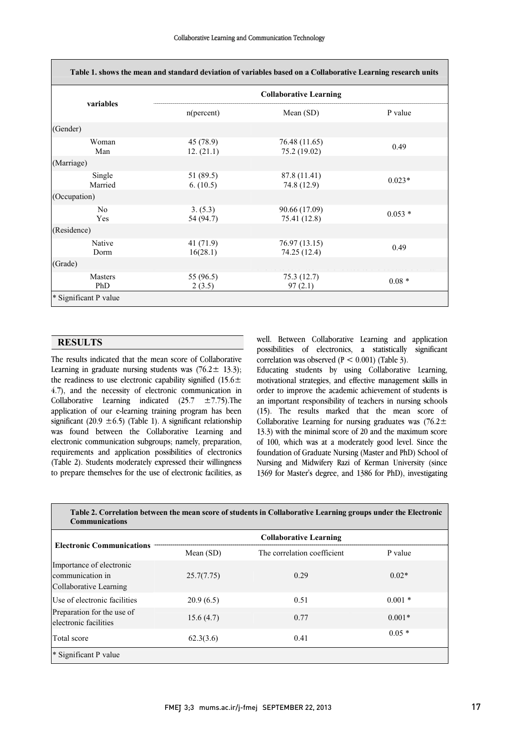| variables | Collaborative Learning | | |
|---|---|---|---|
| | n(percent) | Mean (SD) | P value |
| (Gender) | | | |
| Woman<br>Man | 45 (78.9)<br>12. (21.1) | 76.48 (11.65)<br>75.2 (19.02) | 0.49 |
| (Marriage) | | | |
| Single<br>Married | 51 (89.5)<br>6. (10.5) | 87.8 (11.41)<br>74.8 (12.9) | 0.023* |
| (Occupation) | | | |
| No<br>Yes | 3. (5.3)<br>54 (94.7) | 90.66 (17.09)<br>75.41 (12.8) | 0.053 * |
| (Residence) | | | |
| Native<br>Dorm | 41 (71.9)<br>16(28.1) | 76.97 (13.15)<br>74.25 (12.4) | 0.49 |
| (Grade) | | | |
| Masters<br>PhD | 55 (96.5)<br>2 (3.5) | 75.3 (12.7)<br>97 (2.1) | 0.08 * |

**Table 1. shows the mean and standard deviation of variables based on a Collaborative Learning research units**

\* Significant P value

## RESULTS

The results indicated that the mean score of Collaborative Learning in graduate nursing students was (76.2± 13.3); the readiness to use electronic capability signified (15.6± 4.7), and the necessity of electronic communication in Collaborative Learning indicated (25.7 ±7.75).The application of our e-learning training program has been significant (20.9 ±6.5) (Table 1). A significant relationship was found between the Collaborative Learning and electronic communication subgroups; namely, preparation, requirements and application possibilities of electronics (Table 2). Students moderately expressed their willingness to prepare themselves for the use of electronic facilities, as well. Between Collaborative Learning and application possibilities of electronics, a statistically significant correlation was observed ($P < 0.001$) (Table 3).

Educating students by using Collaborative Learning, motivational strategies, and effective management skills in order to improve the academic achievement of students is an important responsibility of teachers in nursing schools (15). The results marked that the mean score of Collaborative Learning for nursing graduates was (76.2± 13.3) with the minimal score of 20 and the maximum score of 100, which was at a moderately good level. Since the foundation of Graduate Nursing (Master and PhD) School of Nursing and Midwifery Razi of Kerman University (since 1369 for Master's degree, and 1386 for PhD), investigating

**Table 2. Correlation between the mean score of students in Collaborative Learning groups under the Electronic Communications**

| Electronic Communications | Collaborative Learning | | |
|---|---|---|---|
| | Mean (SD) | The correlation coefficient | P value |
| Importance of electronic communication in Collaborative Learning | 25.7(7.75) | 0.29 | 0.02* |
| Use of electronic facilities | 20.9 (6.5) | 0.51 | 0.001 * |
| Preparation for the use of electronic facilities | 15.6 (4.7) | 0.77 | 0.001* |
| Total score | 62.3(3.6) | 0.41 | 0.05 * |

\* Significant P value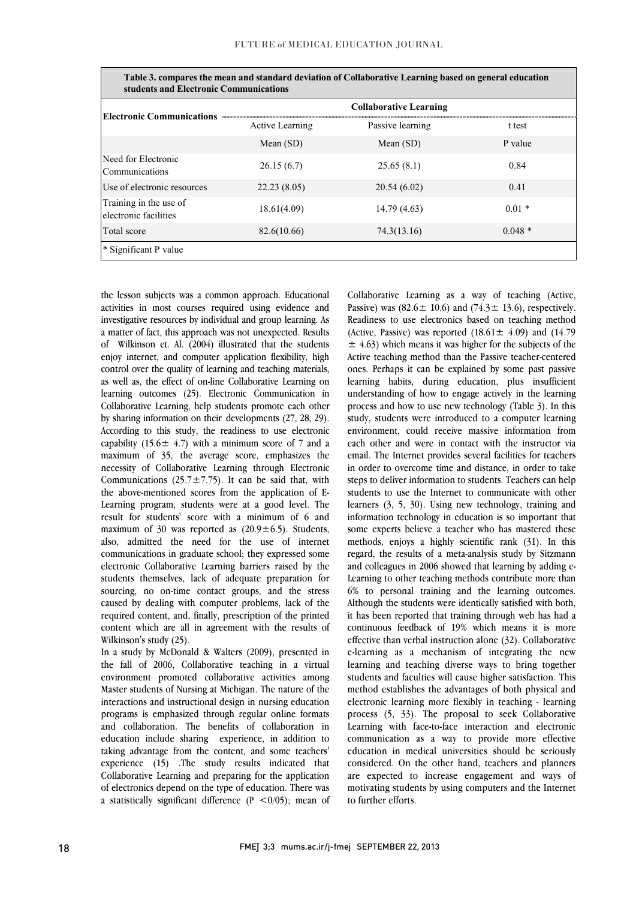**Table 3. compares the mean and standard deviation of Collaborative Learning based on general education students and Electronic Communications**

| Electronic Communications | Collaborative Learning | | |
|---|---|---|---|
| | Active Learning | Passive learning | t test |
| | Mean (SD) | Mean (SD) | P value |
| Need for Electronic Communications | 26.15 (6.7) | 25.65 (8.1) | 0.84 |
| Use of electronic resources | 22.23 (8.05) | 20.54 (6.02) | 0.41 |
| Training in the use of electronic facilities | 18.61(4.09) | 14.79 (4.63) | 0.01 * |
| Total score | 82.6(10.66) | 74.3(13.16) | 0.048 * |

\* Significant P value

the lesson subjects was a common approach. Educational activities in most courses required using evidence and investigative resources by individual and group learning. As a matter of fact, this approach was not unexpected. Results of Wilkinson et. Al. (2004) illustrated that the students enjoy internet, and computer application flexibility, high control over the quality of learning and teaching materials, as well as, the effect of on-line Collaborative Learning on learning outcomes (25). Electronic Communication in Collaborative Learning, help students promote each other by sharing information on their developments (27, 28, 29). According to this study, the readiness to use electronic capability ($15.6 \pm 4.7$) with a minimum score of 7 and a maximum of 35, the average score, emphasizes the necessity of Collaborative Learning through Electronic Communications ($25.7 \pm 7.75$). It can be said that, with the above-mentioned scores from the application of E-Learning program, students were at a good level. The result for students' score with a minimum of 6 and maximum of 30 was reported as ($20.9 \pm 6.5$). Students, also, admitted the need for the use of internet communications in graduate school; they expressed some electronic Collaborative Learning barriers raised by the students themselves, lack of adequate preparation for sourcing, no on-time contact groups, and the stress caused by dealing with computer problems, lack of the required content, and, finally, prescription of the printed content which are all in agreement with the results of Wilkinson's study (25).

In a study by McDonald & Walters (2009), presented in the fall of 2006, Collaborative teaching in a virtual environment promoted collaborative activities among Master students of Nursing at Michigan. The nature of the interactions and instructional design in nursing education programs is emphasized through regular online formats and collaboration. The benefits of collaboration in education include sharing experience, in addition to taking advantage from the content, and some teachers' experience (15) .The study results indicated that Collaborative Learning and preparing for the application of electronics depend on the type of education. There was a statistically significant difference ($P < 0/05$); mean of Collaborative Learning as a way of teaching (Active, Passive) was ($82.6 \pm 10.6$) and ($74.3 \pm 13.6$), respectively. Readiness to use electronics based on teaching method (Active, Passive) was reported ($18.61 \pm 4.09$) and ($14.79 \pm 4.63$) which means it was higher for the subjects of the Active teaching method than the Passive teacher-centered ones. Perhaps it can be explained by some past passive learning habits, during education, plus insufficient understanding of how to engage actively in the learning process and how to use new technology (Table 3). In this study, students were introduced to a computer learning environment, could receive massive information from each other and were in contact with the instructor via email. The Internet provides several facilities for teachers in order to overcome time and distance, in order to take steps to deliver information to students. Teachers can help students to use the Internet to communicate with other learners (3, 5, 30). Using new technology, training and information technology in education is so important that some experts believe a teacher who has mastered these methods, enjoys a highly scientific rank (31). In this regard, the results of a meta-analysis study by Sitzmann and colleagues in 2006 showed that learning by adding e-Learning to other teaching methods contribute more than 6% to personal training and the learning outcomes. Although the students were identically satisfied with both, it has been reported that training through web has had a continuous feedback of 19% which means it is more effective than verbal instruction alone (32). Collaborative e-learning as a mechanism of integrating the new learning and teaching diverse ways to bring together students and faculties will cause higher satisfaction. This method establishes the advantages of both physical and electronic learning more flexibly in teaching - learning process (5, 33). The proposal to seek Collaborative Learning with face-to-face interaction and electronic communication as a way to provide more effective education in medical universities should be seriously considered. On the other hand, teachers and planners are expected to increase engagement and ways of motivating students by using computers and the Internet to further efforts.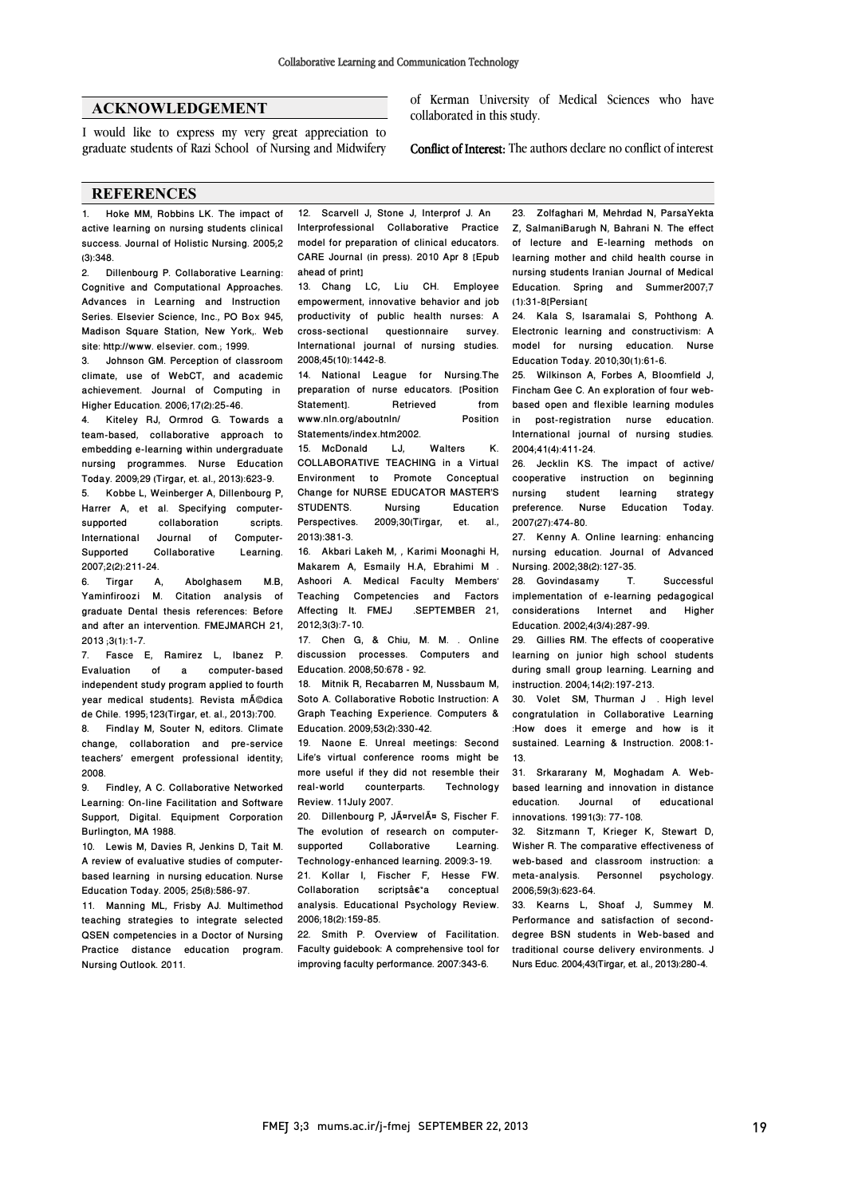## ACKNOWLEDGEMENT

I would like to express my very great appreciation to graduate students of Razi School of Nursing and Midwifery of Kerman University of Medical Sciences who have collaborated in this study.

**Conflict of Interest:** The authors declare no conflict of interest

## REFERENCES

1. Hoke MM, Robbins LK. The impact of active learning on nursing students clinical success. Journal of Holistic Nursing. 2005;2 (3):348.
2. Dillenbourg P. Collaborative Learning: Cognitive and Computational Approaches. Advances in Learning and Instruction Series. Elsevier Science, Inc., PO Box 945, Madison Square Station, New York,. Web site: http://www. elsevier. com.; 1999.
3. Johnson GM. Perception of classroom climate, use of WebCT, and academic achievement. Journal of Computing in Higher Education. 2006;17(2):25-46.
4. Kiteley RJ, Ormrod G. Towards a team-based, collaborative approach to embedding e-learning within undergraduate nursing programmes. Nurse Education Today. 2009;29 (Tirgar, et. al., 2013):623-9.
5. Kobbe L, Weinberger A, Dillenbourg P, Harrer A, et al. Specifying computer-supported collaboration scripts. International Journal of Computer-Supported Collaborative Learning. 2007;2(2):211-24.
6. Tirgar A, Abolghasem M.B, Yaminfiroozi M. Citation analysis of graduate Dental thesis references: Before and after an intervention. FMEJMARCH 21, 2013 ;3(1):1-7.
7. Fasce E, Ramirez L, Ibanez P. Evaluation of a computer-based independent study program applied to fourth year medical students]. Revista mÃ©dica de Chile. 1995;123(Tirgar, et. al., 2013):700.
8. Findlay M, Souter N, editors. Climate change, collaboration and pre-service teachers' emergent professional identity; 2008.
9. Findley, A C. Collaborative Networked Learning: On-line Facilitation and Software Support, Digital. Equipment Corporation Burlington, MA 1988.
10. Lewis M, Davies R, Jenkins D, Tait M. A review of evaluative studies of computer-based learning in nursing education. Nurse Education Today. 2005; 25(8):586-97.
11. Manning ML, Frisby AJ. Multimethod teaching strategies to integrate selected QSEN competencies in a Doctor of Nursing Practice distance education program. Nursing Outlook. 2011.
12. Scarvell J, Stone J, Interprof J. An Interprofessional Collaborative Practice model for preparation of clinical educators. CARE Journal (in press). 2010 Apr 8 [Epub ahead of print]
13. Chang LC, Liu CH. Employee empowerment, innovative behavior and job productivity of public health nurses: A cross-sectional questionnaire survey. International journal of nursing studies. 2008;45(10):1442-8.
14. National League for Nursing.The preparation of nurse educators. [Position Statement]. Retrieved from www.nln.org/aboutnln/ Position Statements/index.htm2002.
15. McDonald LJ, Walters K. COLLABORATIVE TEACHING in a Virtual Environment to Promote Conceptual Change for NURSE EDUCATOR MASTER'S STUDENTS. Nursing Education Perspectives. 2009;30(Tirgar, et. al., 2013):381-3.
16. Akbari Lakeh M, , Karimi Moonaghi H, Makarem A, Esmaily H.A, Ebrahimi M . Ashoori A. Medical Faculty Members' Teaching Competencies and Factors Affecting It. FMEJ .SEPTEMBER 21, 2012;3(3):7-10.
17. Chen G, & Chiu, M. M. . Online discussion processes. Computers and Education. 2008;50:678 - 92.
18. Mitnik R, Recabarren M, Nussbaum M, Soto A. Collaborative Robotic Instruction: A Graph Teaching Experience. Computers & Education. 2009;53(2):330-42.
19. Naone E. Unreal meetings: Second Life's virtual conference rooms might be more useful if they did not resemble their real-world counterparts. Technology Review. 11July 2007.
20. Dillenbourg P, JÃ¤rvelÃ¤ S, Fischer F. The evolution of research on computer-supported Collaborative Learning. Technology-enhanced learning. 2009:3-19.
21. Kollar I, Fischer F, Hesse FW. Collaboration scriptsâ€"a conceptual analysis. Educational Psychology Review. 2006;18(2):159-85.
22. Smith P. Overview of Facilitation. Faculty guidebook: A comprehensive tool for improving faculty performance. 2007:343-6.
23. Zolfaghari M, Mehrdad N, ParsaYekta Z, SalmaniBarugh N, Bahrani N. The effect of lecture and E-learning methods on learning mother and child health course in nursing students Iranian Journal of Medical Education. Spring and Summer2007;7 (1):31-8[Persian[
24. Kala S, Isaramalai S, Pohthong A. Electronic learning and constructivism: A model for nursing education. Nurse Education Today. 2010;30(1):61-6.
25. Wilkinson A, Forbes A, Bloomfield J, Fincham Gee C. An exploration of four web-based open and flexible learning modules in post-registration nurse education. International journal of nursing studies. 2004;41(4):411-24.
26. Jecklin KS. The impact of active/ cooperative instruction on beginning nursing student learning strategy preference. Nurse Education Today. 2007(27):474-80.
27. Kenny A. Online learning: enhancing nursing education. Journal of Advanced Nursing. 2002;38(2):127-35.
28. Govindasamy T. Successful implementation of e-learning pedagogical considerations Internet and Higher Education. 2002;4(3/4):287-99.
29. Gillies RM. The effects of cooperative learning on junior high school students during small group learning. Learning and instruction. 2004;14(2):197-213.
30. Volet SM, Thurman J . High level congratulation in Collaborative Learning :How does it emerge and how is it sustained. Learning & Instruction. 2008:1-13.
31. Srkararany M, Moghadam A. Web-based learning and innovation in distance education. Journal of educational innovations. 1991(3): 77-108.
32. Sitzmann T, Krieger K, Stewart D, Wisher R. The comparative effectiveness of web-based and classroom instruction: a meta-analysis. Personnel psychology. 2006;59(3):623-64.
33. Kearns L, Shoaf J, Summey M. Performance and satisfaction of second-degree BSN students in Web-based and traditional course delivery environments. J Nurs Educ. 2004;43(Tirgar, et. al., 2013):280-4.